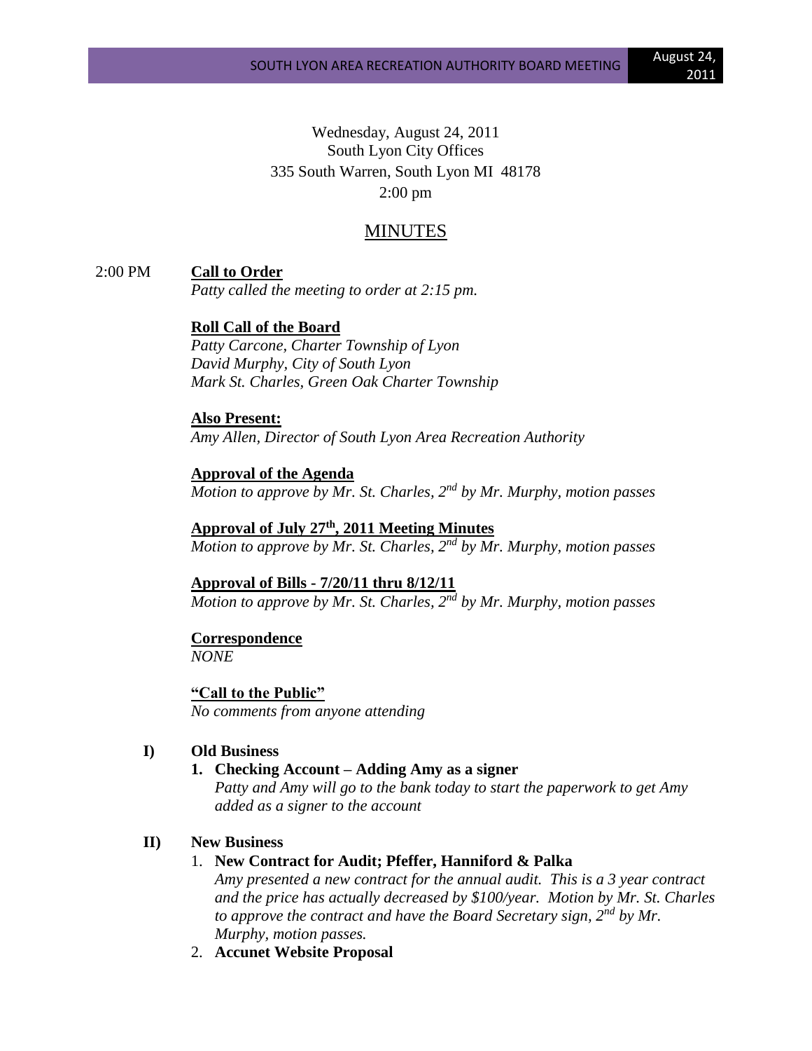Wednesday, August 24, 2011
South Lyon City Offices
335 South Warren, South Lyon MI 48178
2:00 pm

# MINUTES

2:00 PM **Call to Order**

*Patty called the meeting to order at 2:15 pm.*

**Roll Call of the Board**

*Patty Carcone, Charter Township of Lyon*
*David Murphy, City of South Lyon*
*Mark St. Charles, Green Oak Charter Township*

**Also Present:**

*Amy Allen, Director of South Lyon Area Recreation Authority*

**Approval of the Agenda**

*Motion to approve by Mr. St. Charles, 2nd by Mr. Murphy, motion passes*

**Approval of July 27th, 2011 Meeting Minutes**

*Motion to approve by Mr. St. Charles, 2nd by Mr. Murphy, motion passes*

**Approval of Bills - 7/20/11 thru 8/12/11**

*Motion to approve by Mr. St. Charles, 2nd by Mr. Murphy, motion passes*

**Correspondence**

*NONE*

**"Call to the Public"**

*No comments from anyone attending*

**I) Old Business**

1. **Checking Account – Adding Amy as a signer**
   *Patty and Amy will go to the bank today to start the paperwork to get Amy added as a signer to the account*

**II) New Business**

1. **New Contract for Audit; Pfeffer, Hanniford & Palka**
   *Amy presented a new contract for the annual audit. This is a 3 year contract and the price has actually decreased by $100/year. Motion by Mr. St. Charles to approve the contract and have the Board Secretary sign, 2nd by Mr. Murphy, motion passes.*
2. **Accunet Website Proposal**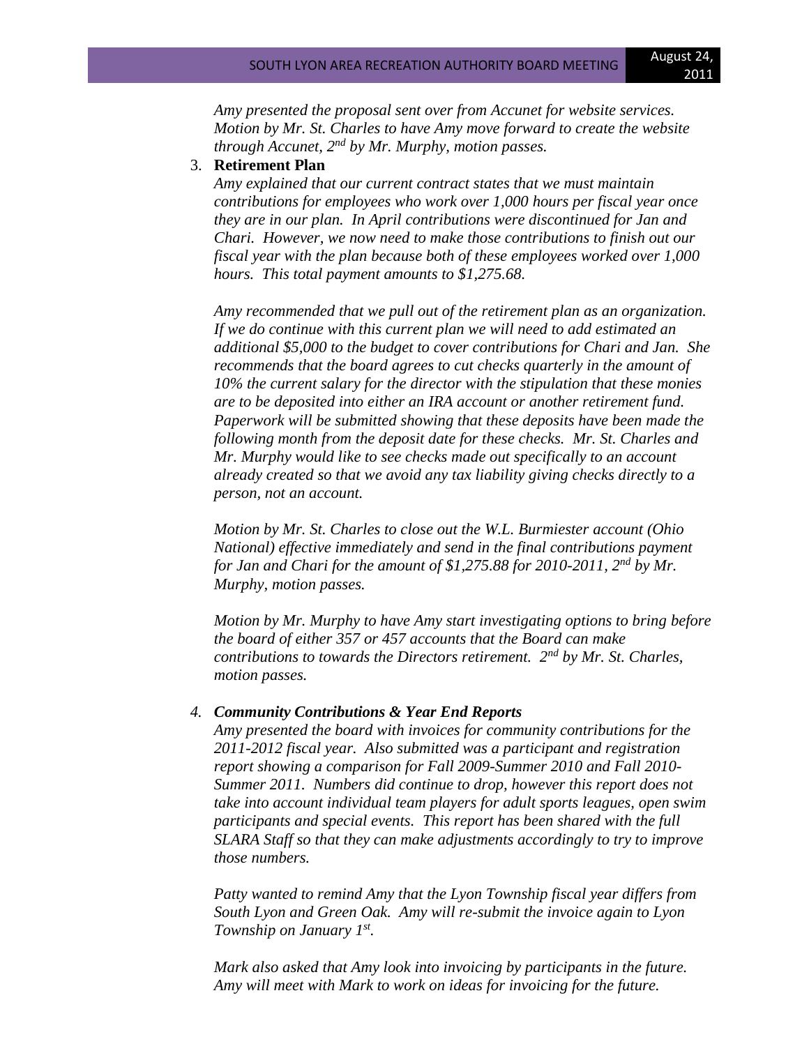*Amy presented the proposal sent over from Accunet for website services. Motion by Mr. St. Charles to have Amy move forward to create the website through Accunet, 2nd by Mr. Murphy, motion passes.*

3. **Retirement Plan**

   *Amy explained that our current contract states that we must maintain contributions for employees who work over 1,000 hours per fiscal year once they are in our plan. In April contributions were discontinued for Jan and Chari. However, we now need to make those contributions to finish out our fiscal year with the plan because both of these employees worked over 1,000 hours. This total payment amounts to $1,275.68.*

   *Amy recommended that we pull out of the retirement plan as an organization. If we do continue with this current plan we will need to add estimated an additional $5,000 to the budget to cover contributions for Chari and Jan. She recommends that the board agrees to cut checks quarterly in the amount of 10% the current salary for the director with the stipulation that these monies are to be deposited into either an IRA account or another retirement fund. Paperwork will be submitted showing that these deposits have been made the following month from the deposit date for these checks. Mr. St. Charles and Mr. Murphy would like to see checks made out specifically to an account already created so that we avoid any tax liability giving checks directly to a person, not an account.*

   *Motion by Mr. St. Charles to close out the W.L. Burmiester account (Ohio National) effective immediately and send in the final contributions payment for Jan and Chari for the amount of $1,275.88 for 2010-2011, 2nd by Mr. Murphy, motion passes.*

   *Motion by Mr. Murphy to have Amy start investigating options to bring before the board of either 357 or 457 accounts that the Board can make contributions to towards the Directors retirement. 2nd by Mr. St. Charles, motion passes.*

4. ***Community Contributions & Year End Reports***

   *Amy presented the board with invoices for community contributions for the 2011-2012 fiscal year. Also submitted was a participant and registration report showing a comparison for Fall 2009-Summer 2010 and Fall 2010-Summer 2011. Numbers did continue to drop, however this report does not take into account individual team players for adult sports leagues, open swim participants and special events. This report has been shared with the full SLARA Staff so that they can make adjustments accordingly to try to improve those numbers.*

   *Patty wanted to remind Amy that the Lyon Township fiscal year differs from South Lyon and Green Oak. Amy will re-submit the invoice again to Lyon Township on January 1st.*

   *Mark also asked that Amy look into invoicing by participants in the future. Amy will meet with Mark to work on ideas for invoicing for the future.*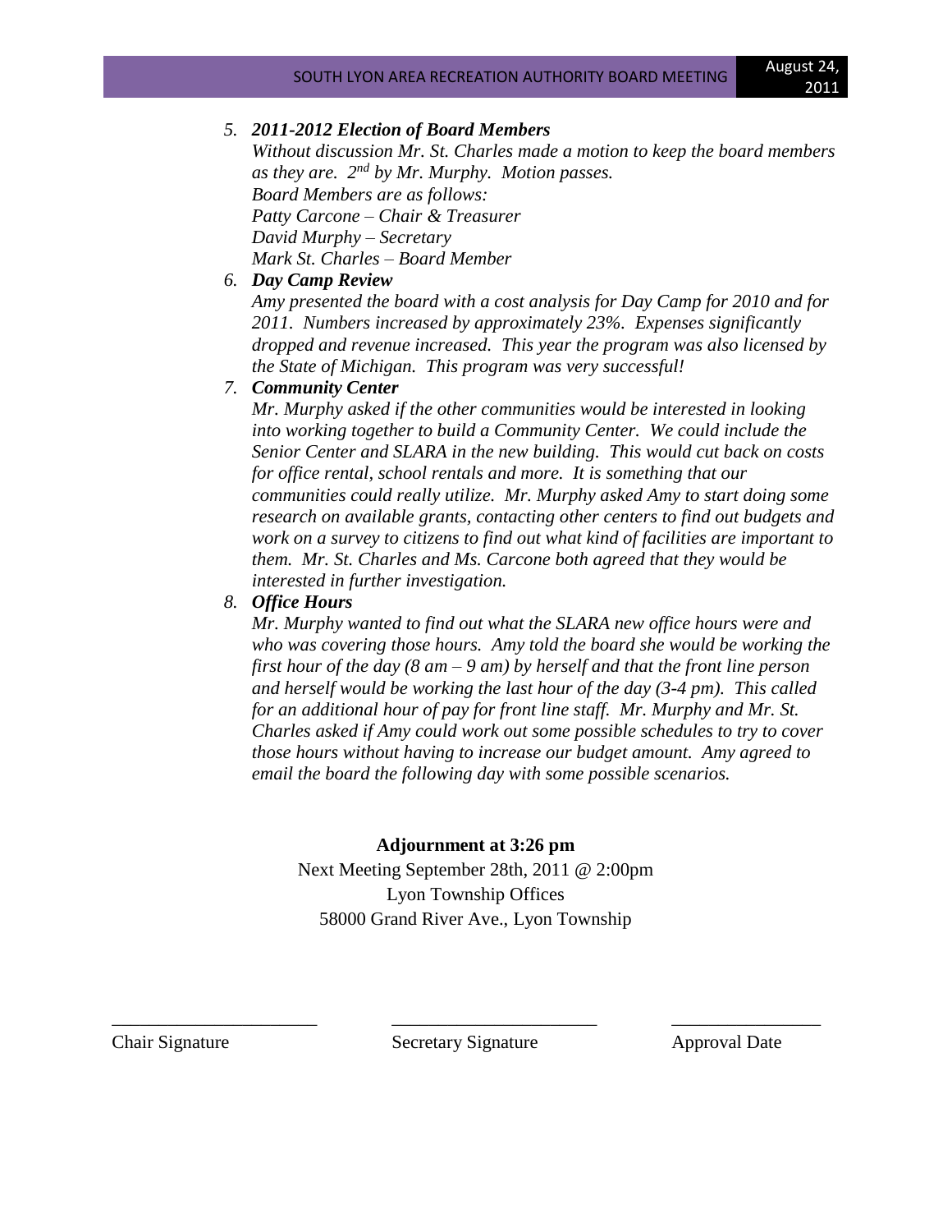5. ***2011-2012 Election of Board Members***
   *Without discussion Mr. St. Charles made a motion to keep the board members as they are. 2nd by Mr. Murphy. Motion passes.*
   *Board Members are as follows:*
   *Patty Carcone – Chair & Treasurer*
   *David Murphy – Secretary*
   *Mark St. Charles – Board Member*
6. ***Day Camp Review***
   *Amy presented the board with a cost analysis for Day Camp for 2010 and for 2011. Numbers increased by approximately 23%. Expenses significantly dropped and revenue increased. This year the program was also licensed by the State of Michigan. This program was very successful!*
7. ***Community Center***
   *Mr. Murphy asked if the other communities would be interested in looking into working together to build a Community Center. We could include the Senior Center and SLARA in the new building. This would cut back on costs for office rental, school rentals and more. It is something that our communities could really utilize. Mr. Murphy asked Amy to start doing some research on available grants, contacting other centers to find out budgets and work on a survey to citizens to find out what kind of facilities are important to them. Mr. St. Charles and Ms. Carcone both agreed that they would be interested in further investigation.*
8. ***Office Hours***
   *Mr. Murphy wanted to find out what the SLARA new office hours were and who was covering those hours. Amy told the board she would be working the first hour of the day (8 am – 9 am) by herself and that the front line person and herself would be working the last hour of the day (3-4 pm). This called for an additional hour of pay for front line staff. Mr. Murphy and Mr. St. Charles asked if Amy could work out some possible schedules to try to cover those hours without having to increase our budget amount. Amy agreed to email the board the following day with some possible scenarios.*

**Adjournment at 3:26 pm**

Next Meeting September 28th, 2011 @ 2:00pm
Lyon Township Offices
58000 Grand River Ave., Lyon Township

______________________ ______________________ ________________

Chair Signature Secretary Signature Approval Date